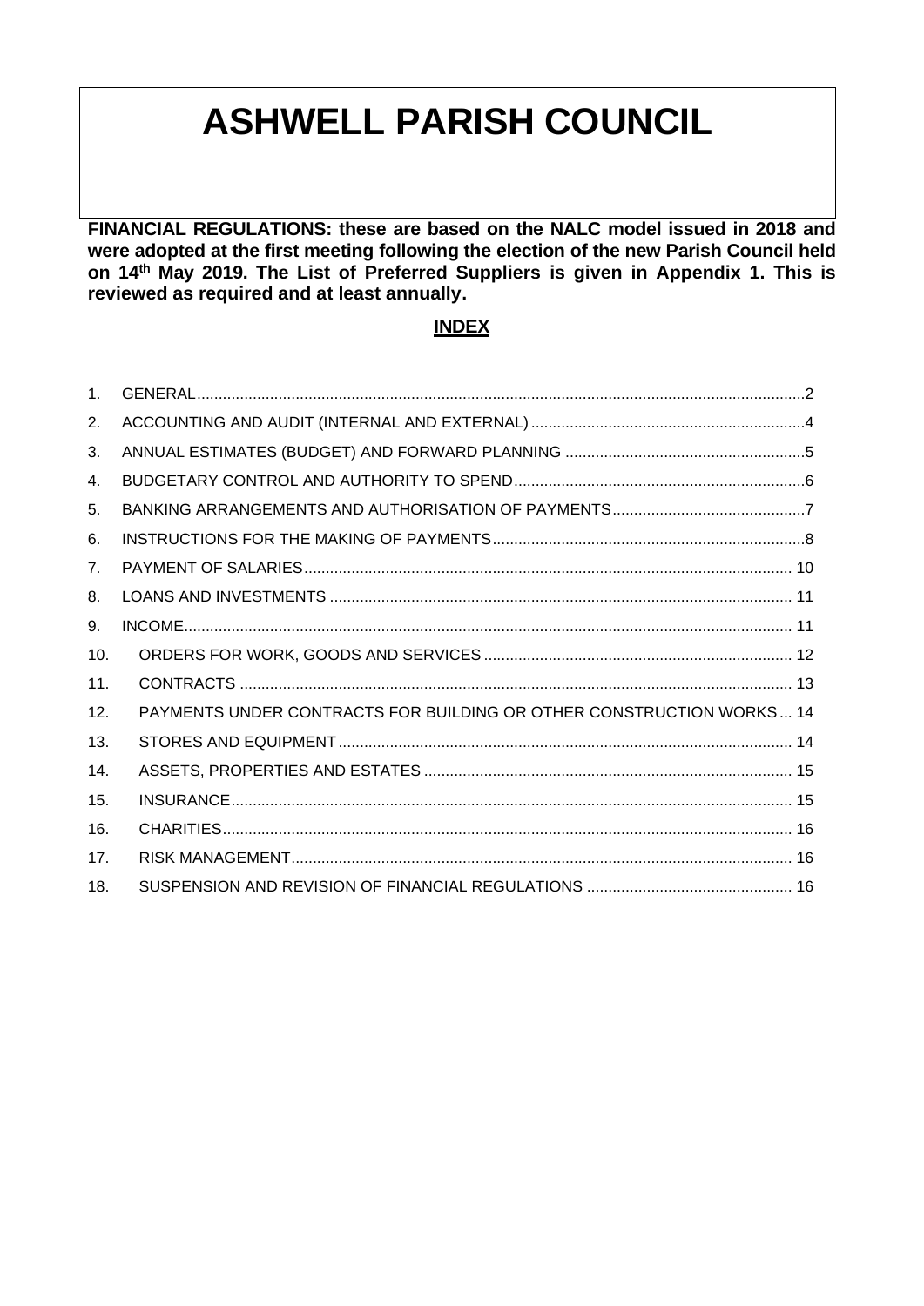# ASHWELL PARISH COUNCIL

**FINANCIAL REGULATIONS: these are based on the NALC model issued in 2018 and were adopted at the first meeting following the election of the new Parish Council held on 14th May 2019. The List of Preferred Suppliers is given in Appendix 1. This is reviewed as required and at least annually.**

## INDEX

1. GENERAL .......... 2
2. ACCOUNTING AND AUDIT (INTERNAL AND EXTERNAL) .......... 4
3. ANNUAL ESTIMATES (BUDGET) AND FORWARD PLANNING .......... 5
4. BUDGETARY CONTROL AND AUTHORITY TO SPEND .......... 6
5. BANKING ARRANGEMENTS AND AUTHORISATION OF PAYMENTS .......... 7
6. INSTRUCTIONS FOR THE MAKING OF PAYMENTS .......... 8
7. PAYMENT OF SALARIES .......... 10
8. LOANS AND INVESTMENTS .......... 11
9. INCOME .......... 11
10. ORDERS FOR WORK, GOODS AND SERVICES .......... 12
11. CONTRACTS .......... 13
12. PAYMENTS UNDER CONTRACTS FOR BUILDING OR OTHER CONSTRUCTION WORKS .......... 14
13. STORES AND EQUIPMENT .......... 14
14. ASSETS, PROPERTIES AND ESTATES .......... 15
15. INSURANCE .......... 15
16. CHARITIES .......... 16
17. RISK MANAGEMENT .......... 16
18. SUSPENSION AND REVISION OF FINANCIAL REGULATIONS .......... 16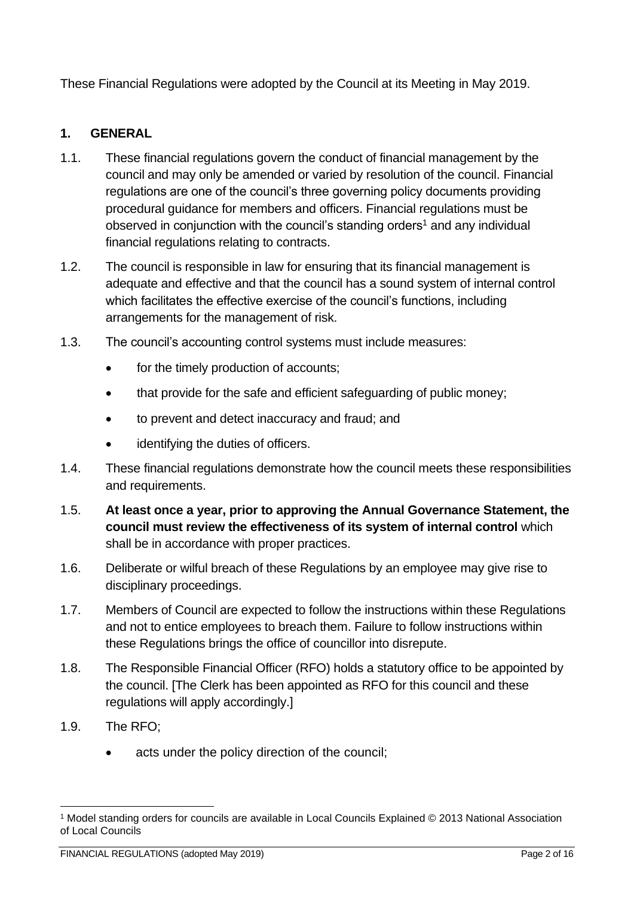These Financial Regulations were adopted by the Council at its Meeting in May 2019.

## 1. GENERAL

1.1. These financial regulations govern the conduct of financial management by the council and may only be amended or varied by resolution of the council. Financial regulations are one of the council's three governing policy documents providing procedural guidance for members and officers. Financial regulations must be observed in conjunction with the council's standing orders[1] and any individual financial regulations relating to contracts.

1.2. The council is responsible in law for ensuring that its financial management is adequate and effective and that the council has a sound system of internal control which facilitates the effective exercise of the council's functions, including arrangements for the management of risk.

1.3. The council's accounting control systems must include measures:

- for the timely production of accounts;
- that provide for the safe and efficient safeguarding of public money;
- to prevent and detect inaccuracy and fraud; and
- identifying the duties of officers.

1.4. These financial regulations demonstrate how the council meets these responsibilities and requirements.

1.5. **At least once a year, prior to approving the Annual Governance Statement, the council must review the effectiveness of its system of internal control** which shall be in accordance with proper practices.

1.6. Deliberate or wilful breach of these Regulations by an employee may give rise to disciplinary proceedings.

1.7. Members of Council are expected to follow the instructions within these Regulations and not to entice employees to breach them. Failure to follow instructions within these Regulations brings the office of councillor into disrepute.

1.8. The Responsible Financial Officer (RFO) holds a statutory office to be appointed by the council. [The Clerk has been appointed as RFO for this council and these regulations will apply accordingly.]

1.9. The RFO;

- acts under the policy direction of the council;

[1] Model standing orders for councils are available in Local Councils Explained © 2013 National Association of Local Councils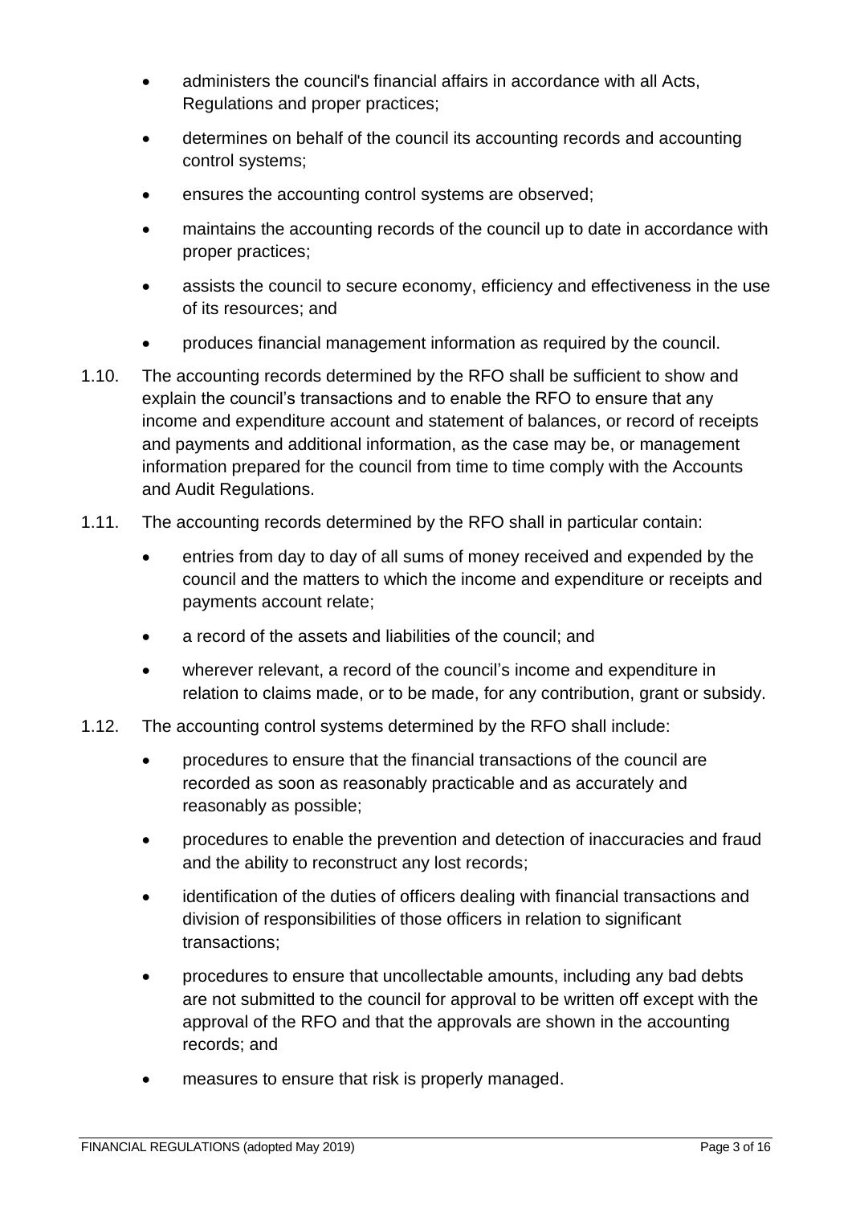- administers the council's financial affairs in accordance with all Acts, Regulations and proper practices;
- determines on behalf of the council its accounting records and accounting control systems;
- ensures the accounting control systems are observed;
- maintains the accounting records of the council up to date in accordance with proper practices;
- assists the council to secure economy, efficiency and effectiveness in the use of its resources; and
- produces financial management information as required by the council.

1.10. The accounting records determined by the RFO shall be sufficient to show and explain the council's transactions and to enable the RFO to ensure that any income and expenditure account and statement of balances, or record of receipts and payments and additional information, as the case may be, or management information prepared for the council from time to time comply with the Accounts and Audit Regulations.

1.11. The accounting records determined by the RFO shall in particular contain:

- entries from day to day of all sums of money received and expended by the council and the matters to which the income and expenditure or receipts and payments account relate;
- a record of the assets and liabilities of the council; and
- wherever relevant, a record of the council's income and expenditure in relation to claims made, or to be made, for any contribution, grant or subsidy.

1.12. The accounting control systems determined by the RFO shall include:

- procedures to ensure that the financial transactions of the council are recorded as soon as reasonably practicable and as accurately and reasonably as possible;
- procedures to enable the prevention and detection of inaccuracies and fraud and the ability to reconstruct any lost records;
- identification of the duties of officers dealing with financial transactions and division of responsibilities of those officers in relation to significant transactions;
- procedures to ensure that uncollectable amounts, including any bad debts are not submitted to the council for approval to be written off except with the approval of the RFO and that the approvals are shown in the accounting records; and
- measures to ensure that risk is properly managed.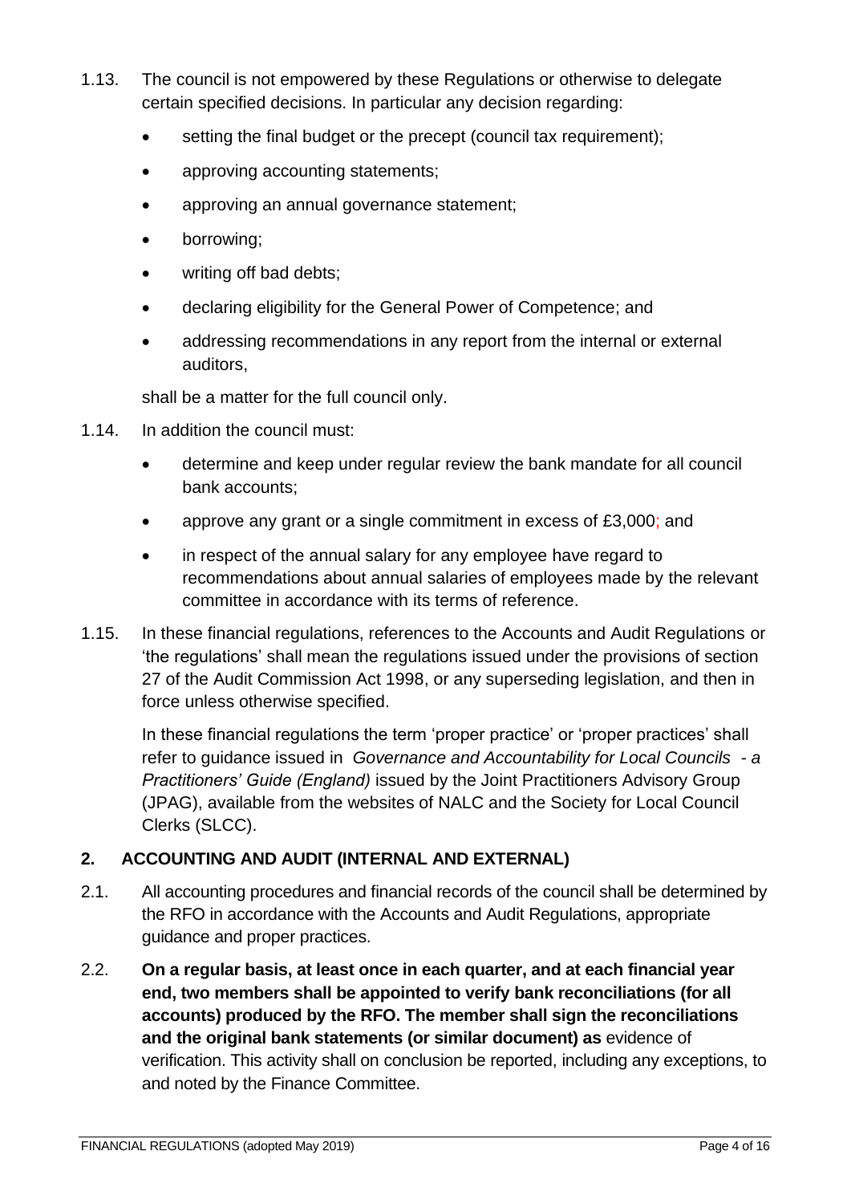1.13. The council is not empowered by these Regulations or otherwise to delegate certain specified decisions. In particular any decision regarding:

- setting the final budget or the precept (council tax requirement);
- approving accounting statements;
- approving an annual governance statement;
- borrowing;
- writing off bad debts;
- declaring eligibility for the General Power of Competence; and
- addressing recommendations in any report from the internal or external auditors,

shall be a matter for the full council only.

1.14. In addition the council must:

- determine and keep under regular review the bank mandate for all council bank accounts;
- approve any grant or a single commitment in excess of £3,000; and
- in respect of the annual salary for any employee have regard to recommendations about annual salaries of employees made by the relevant committee in accordance with its terms of reference.

1.15. In these financial regulations, references to the Accounts and Audit Regulations or 'the regulations' shall mean the regulations issued under the provisions of section 27 of the Audit Commission Act 1998, or any superseding legislation, and then in force unless otherwise specified.

In these financial regulations the term 'proper practice' or 'proper practices' shall refer to guidance issued in *Governance and Accountability for Local Councils - a Practitioners' Guide (England)* issued by the Joint Practitioners Advisory Group (JPAG), available from the websites of NALC and the Society for Local Council Clerks (SLCC).

## 2. ACCOUNTING AND AUDIT (INTERNAL AND EXTERNAL)

2.1. All accounting procedures and financial records of the council shall be determined by the RFO in accordance with the Accounts and Audit Regulations, appropriate guidance and proper practices.

2.2. **On a regular basis, at least once in each quarter, and at each financial year end, two members shall be appointed to verify bank reconciliations (for all accounts) produced by the RFO. The member shall sign the reconciliations and the original bank statements (or similar document) as** evidence of verification. This activity shall on conclusion be reported, including any exceptions, to and noted by the Finance Committee.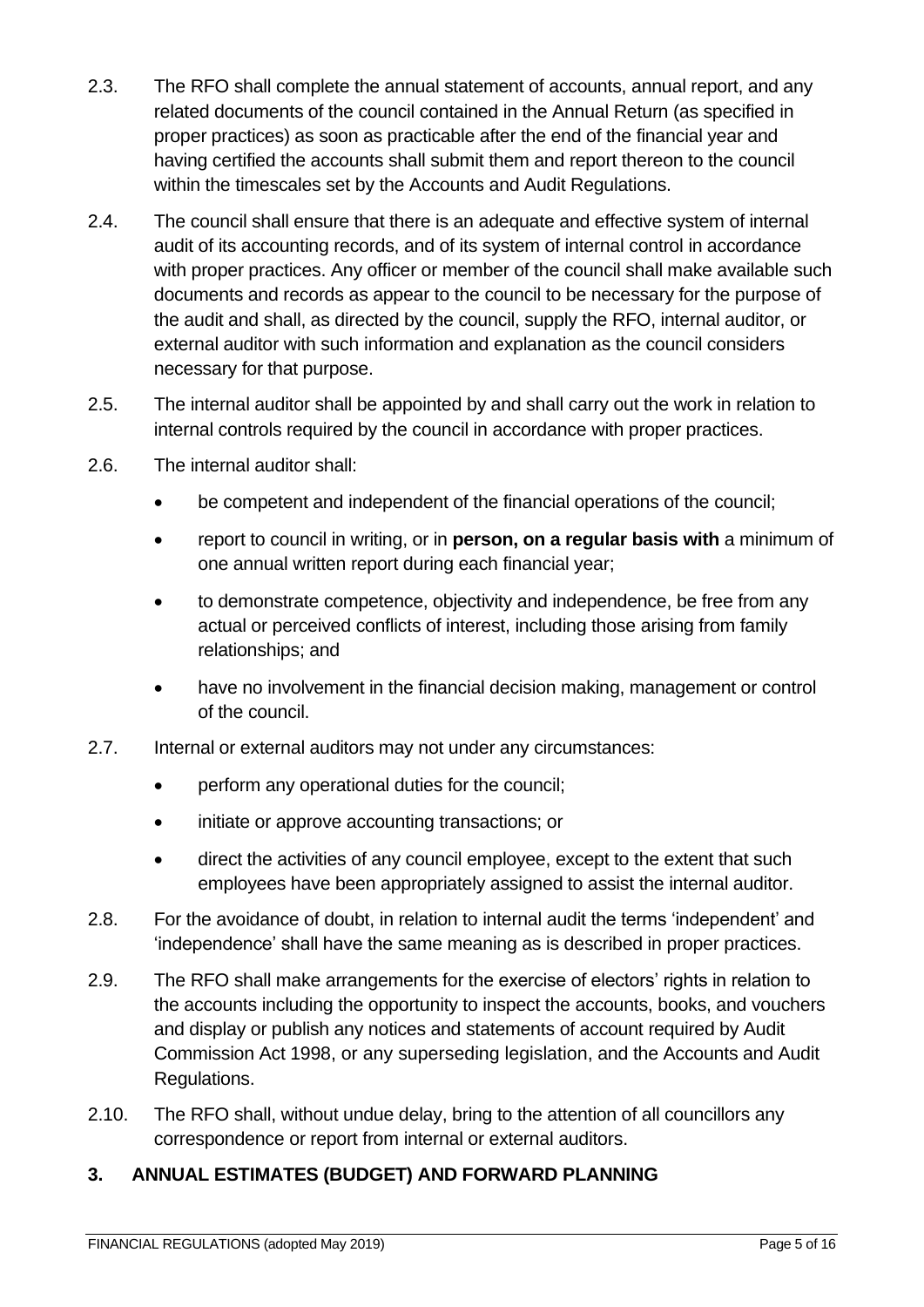2.3. The RFO shall complete the annual statement of accounts, annual report, and any related documents of the council contained in the Annual Return (as specified in proper practices) as soon as practicable after the end of the financial year and having certified the accounts shall submit them and report thereon to the council within the timescales set by the Accounts and Audit Regulations.

2.4. The council shall ensure that there is an adequate and effective system of internal audit of its accounting records, and of its system of internal control in accordance with proper practices. Any officer or member of the council shall make available such documents and records as appear to the council to be necessary for the purpose of the audit and shall, as directed by the council, supply the RFO, internal auditor, or external auditor with such information and explanation as the council considers necessary for that purpose.

2.5. The internal auditor shall be appointed by and shall carry out the work in relation to internal controls required by the council in accordance with proper practices.

2.6. The internal auditor shall:

- be competent and independent of the financial operations of the council;
- report to council in writing, or in **person, on a regular basis with** a minimum of one annual written report during each financial year;
- to demonstrate competence, objectivity and independence, be free from any actual or perceived conflicts of interest, including those arising from family relationships; and
- have no involvement in the financial decision making, management or control of the council.

2.7. Internal or external auditors may not under any circumstances:

- perform any operational duties for the council;
- initiate or approve accounting transactions; or
- direct the activities of any council employee, except to the extent that such employees have been appropriately assigned to assist the internal auditor.

2.8. For the avoidance of doubt, in relation to internal audit the terms 'independent' and 'independence' shall have the same meaning as is described in proper practices.

2.9. The RFO shall make arrangements for the exercise of electors' rights in relation to the accounts including the opportunity to inspect the accounts, books, and vouchers and display or publish any notices and statements of account required by Audit Commission Act 1998, or any superseding legislation, and the Accounts and Audit Regulations.

2.10. The RFO shall, without undue delay, bring to the attention of all councillors any correspondence or report from internal or external auditors.

## 3. ANNUAL ESTIMATES (BUDGET) AND FORWARD PLANNING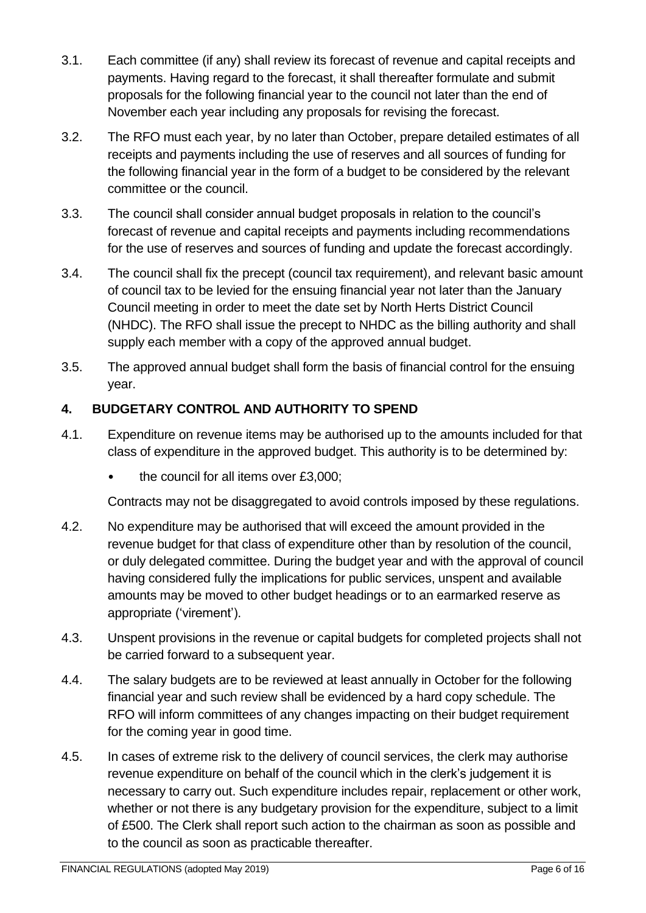3.1. Each committee (if any) shall review its forecast of revenue and capital receipts and payments. Having regard to the forecast, it shall thereafter formulate and submit proposals for the following financial year to the council not later than the end of November each year including any proposals for revising the forecast.

3.2. The RFO must each year, by no later than October, prepare detailed estimates of all receipts and payments including the use of reserves and all sources of funding for the following financial year in the form of a budget to be considered by the relevant committee or the council.

3.3. The council shall consider annual budget proposals in relation to the council's forecast of revenue and capital receipts and payments including recommendations for the use of reserves and sources of funding and update the forecast accordingly.

3.4. The council shall fix the precept (council tax requirement), and relevant basic amount of council tax to be levied for the ensuing financial year not later than the January Council meeting in order to meet the date set by North Herts District Council (NHDC). The RFO shall issue the precept to NHDC as the billing authority and shall supply each member with a copy of the approved annual budget.

3.5. The approved annual budget shall form the basis of financial control for the ensuing year.

## 4. BUDGETARY CONTROL AND AUTHORITY TO SPEND

4.1. Expenditure on revenue items may be authorised up to the amounts included for that class of expenditure in the approved budget. This authority is to be determined by:

- the council for all items over £3,000;

Contracts may not be disaggregated to avoid controls imposed by these regulations.

4.2. No expenditure may be authorised that will exceed the amount provided in the revenue budget for that class of expenditure other than by resolution of the council, or duly delegated committee. During the budget year and with the approval of council having considered fully the implications for public services, unspent and available amounts may be moved to other budget headings or to an earmarked reserve as appropriate ('virement').

4.3. Unspent provisions in the revenue or capital budgets for completed projects shall not be carried forward to a subsequent year.

4.4. The salary budgets are to be reviewed at least annually in October for the following financial year and such review shall be evidenced by a hard copy schedule. The RFO will inform committees of any changes impacting on their budget requirement for the coming year in good time.

4.5. In cases of extreme risk to the delivery of council services, the clerk may authorise revenue expenditure on behalf of the council which in the clerk's judgement it is necessary to carry out. Such expenditure includes repair, replacement or other work, whether or not there is any budgetary provision for the expenditure, subject to a limit of £500. The Clerk shall report such action to the chairman as soon as possible and to the council as soon as practicable thereafter.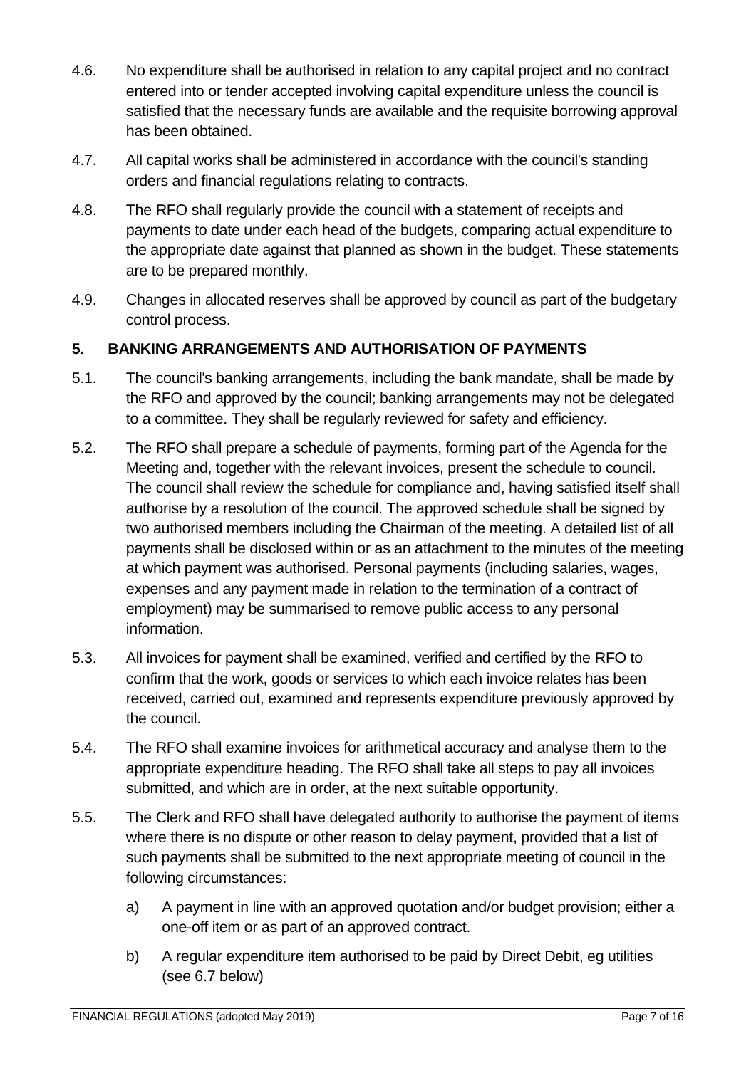4.6. No expenditure shall be authorised in relation to any capital project and no contract entered into or tender accepted involving capital expenditure unless the council is satisfied that the necessary funds are available and the requisite borrowing approval has been obtained.

4.7. All capital works shall be administered in accordance with the council's standing orders and financial regulations relating to contracts.

4.8. The RFO shall regularly provide the council with a statement of receipts and payments to date under each head of the budgets, comparing actual expenditure to the appropriate date against that planned as shown in the budget. These statements are to be prepared monthly.

4.9. Changes in allocated reserves shall be approved by council as part of the budgetary control process.

## 5. BANKING ARRANGEMENTS AND AUTHORISATION OF PAYMENTS

5.1. The council's banking arrangements, including the bank mandate, shall be made by the RFO and approved by the council; banking arrangements may not be delegated to a committee. They shall be regularly reviewed for safety and efficiency.

5.2. The RFO shall prepare a schedule of payments, forming part of the Agenda for the Meeting and, together with the relevant invoices, present the schedule to council. The council shall review the schedule for compliance and, having satisfied itself shall authorise by a resolution of the council. The approved schedule shall be signed by two authorised members including the Chairman of the meeting. A detailed list of all payments shall be disclosed within or as an attachment to the minutes of the meeting at which payment was authorised. Personal payments (including salaries, wages, expenses and any payment made in relation to the termination of a contract of employment) may be summarised to remove public access to any personal information.

5.3. All invoices for payment shall be examined, verified and certified by the RFO to confirm that the work, goods or services to which each invoice relates has been received, carried out, examined and represents expenditure previously approved by the council.

5.4. The RFO shall examine invoices for arithmetical accuracy and analyse them to the appropriate expenditure heading. The RFO shall take all steps to pay all invoices submitted, and which are in order, at the next suitable opportunity.

5.5. The Clerk and RFO shall have delegated authority to authorise the payment of items where there is no dispute or other reason to delay payment, provided that a list of such payments shall be submitted to the next appropriate meeting of council in the following circumstances:

a) A payment in line with an approved quotation and/or budget provision; either a one-off item or as part of an approved contract.

b) A regular expenditure item authorised to be paid by Direct Debit, eg utilities (see 6.7 below)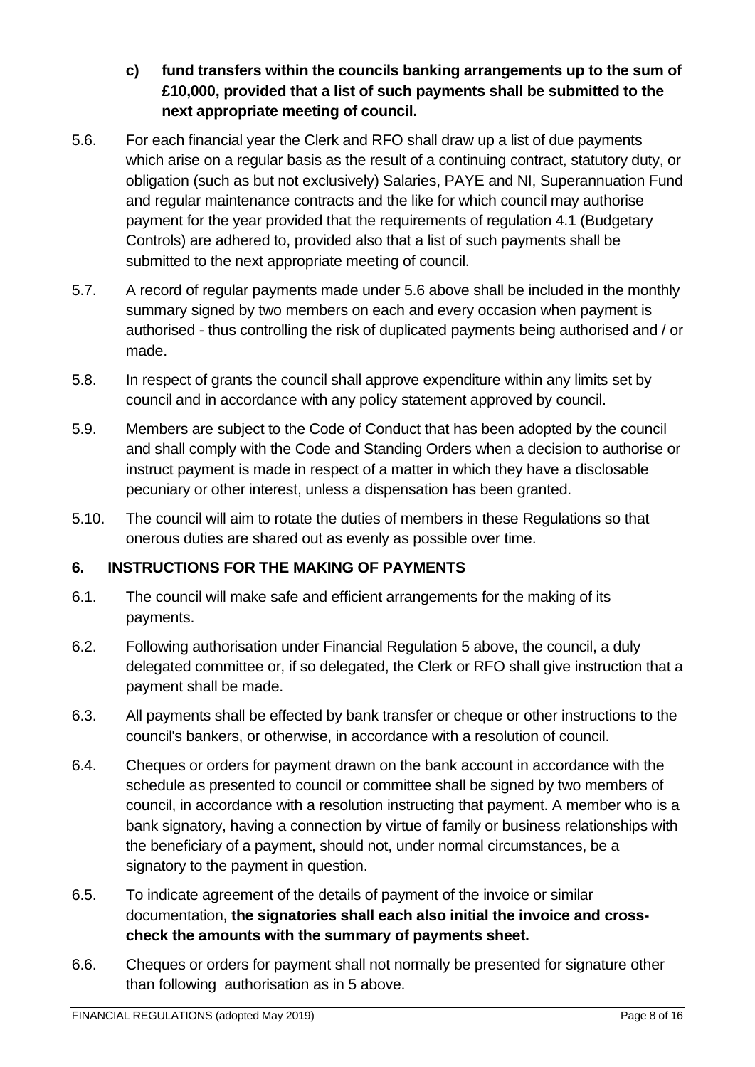**c) fund transfers within the councils banking arrangements up to the sum of £10,000, provided that a list of such payments shall be submitted to the next appropriate meeting of council.**

5.6. For each financial year the Clerk and RFO shall draw up a list of due payments which arise on a regular basis as the result of a continuing contract, statutory duty, or obligation (such as but not exclusively) Salaries, PAYE and NI, Superannuation Fund and regular maintenance contracts and the like for which council may authorise payment for the year provided that the requirements of regulation 4.1 (Budgetary Controls) are adhered to, provided also that a list of such payments shall be submitted to the next appropriate meeting of council.

5.7. A record of regular payments made under 5.6 above shall be included in the monthly summary signed by two members on each and every occasion when payment is authorised - thus controlling the risk of duplicated payments being authorised and / or made.

5.8. In respect of grants the council shall approve expenditure within any limits set by council and in accordance with any policy statement approved by council.

5.9. Members are subject to the Code of Conduct that has been adopted by the council and shall comply with the Code and Standing Orders when a decision to authorise or instruct payment is made in respect of a matter in which they have a disclosable pecuniary or other interest, unless a dispensation has been granted.

5.10. The council will aim to rotate the duties of members in these Regulations so that onerous duties are shared out as evenly as possible over time.

## 6. INSTRUCTIONS FOR THE MAKING OF PAYMENTS

6.1. The council will make safe and efficient arrangements for the making of its payments.

6.2. Following authorisation under Financial Regulation 5 above, the council, a duly delegated committee or, if so delegated, the Clerk or RFO shall give instruction that a payment shall be made.

6.3. All payments shall be effected by bank transfer or cheque or other instructions to the council's bankers, or otherwise, in accordance with a resolution of council.

6.4. Cheques or orders for payment drawn on the bank account in accordance with the schedule as presented to council or committee shall be signed by two members of council, in accordance with a resolution instructing that payment. A member who is a bank signatory, having a connection by virtue of family or business relationships with the beneficiary of a payment, should not, under normal circumstances, be a signatory to the payment in question.

6.5. To indicate agreement of the details of payment of the invoice or similar documentation, **the signatories shall each also initial the invoice and cross-check the amounts with the summary of payments sheet.**

6.6. Cheques or orders for payment shall not normally be presented for signature other than following authorisation as in 5 above.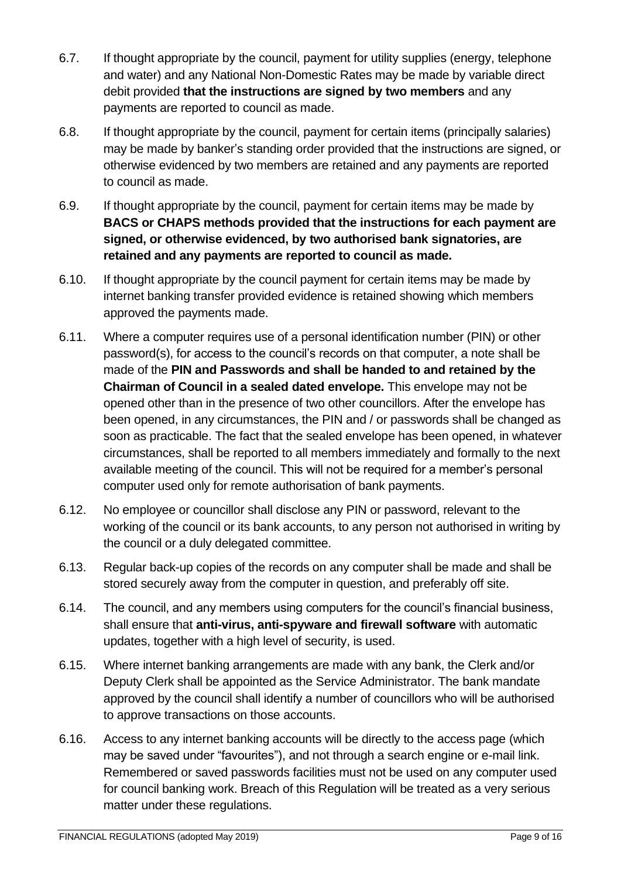6.7. If thought appropriate by the council, payment for utility supplies (energy, telephone and water) and any National Non-Domestic Rates may be made by variable direct debit provided **that the instructions are signed by two members** and any payments are reported to council as made.

6.8. If thought appropriate by the council, payment for certain items (principally salaries) may be made by banker's standing order provided that the instructions are signed, or otherwise evidenced by two members are retained and any payments are reported to council as made.

6.9. If thought appropriate by the council, payment for certain items may be made by **BACS or CHAPS methods provided that the instructions for each payment are signed, or otherwise evidenced, by two authorised bank signatories, are retained and any payments are reported to council as made.**

6.10. If thought appropriate by the council payment for certain items may be made by internet banking transfer provided evidence is retained showing which members approved the payments made.

6.11. Where a computer requires use of a personal identification number (PIN) or other password(s), for access to the council's records on that computer, a note shall be made of the **PIN and Passwords and shall be handed to and retained by the Chairman of Council in a sealed dated envelope.** This envelope may not be opened other than in the presence of two other councillors. After the envelope has been opened, in any circumstances, the PIN and / or passwords shall be changed as soon as practicable. The fact that the sealed envelope has been opened, in whatever circumstances, shall be reported to all members immediately and formally to the next available meeting of the council. This will not be required for a member's personal computer used only for remote authorisation of bank payments.

6.12. No employee or councillor shall disclose any PIN or password, relevant to the working of the council or its bank accounts, to any person not authorised in writing by the council or a duly delegated committee.

6.13. Regular back-up copies of the records on any computer shall be made and shall be stored securely away from the computer in question, and preferably off site.

6.14. The council, and any members using computers for the council's financial business, shall ensure that **anti-virus, anti-spyware and firewall software** with automatic updates, together with a high level of security, is used.

6.15. Where internet banking arrangements are made with any bank, the Clerk and/or Deputy Clerk shall be appointed as the Service Administrator. The bank mandate approved by the council shall identify a number of councillors who will be authorised to approve transactions on those accounts.

6.16. Access to any internet banking accounts will be directly to the access page (which may be saved under "favourites"), and not through a search engine or e-mail link. Remembered or saved passwords facilities must not be used on any computer used for council banking work. Breach of this Regulation will be treated as a very serious matter under these regulations.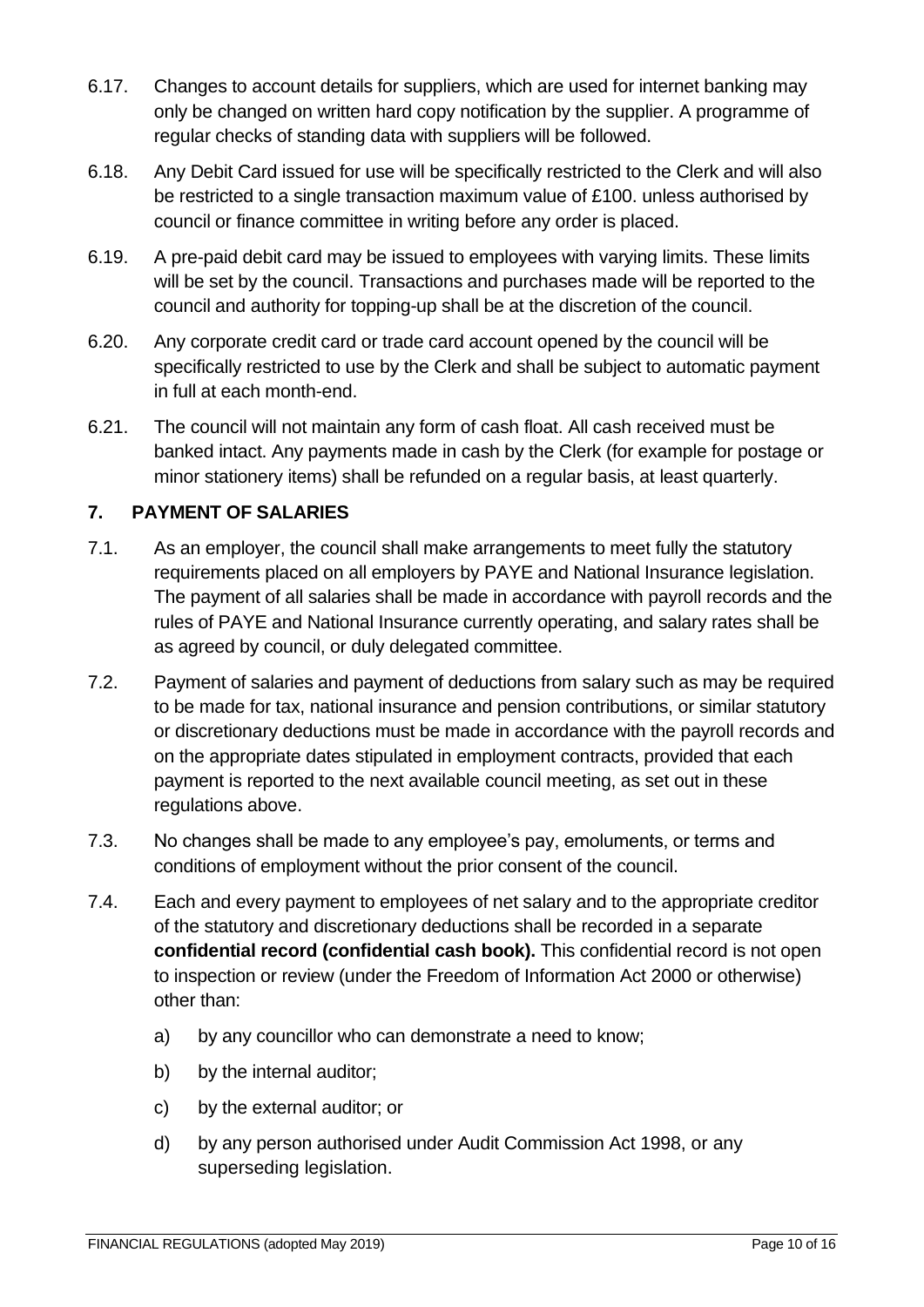6.17. Changes to account details for suppliers, which are used for internet banking may only be changed on written hard copy notification by the supplier. A programme of regular checks of standing data with suppliers will be followed.

6.18. Any Debit Card issued for use will be specifically restricted to the Clerk and will also be restricted to a single transaction maximum value of £100. unless authorised by council or finance committee in writing before any order is placed.

6.19. A pre-paid debit card may be issued to employees with varying limits. These limits will be set by the council. Transactions and purchases made will be reported to the council and authority for topping-up shall be at the discretion of the council.

6.20. Any corporate credit card or trade card account opened by the council will be specifically restricted to use by the Clerk and shall be subject to automatic payment in full at each month-end.

6.21. The council will not maintain any form of cash float. All cash received must be banked intact. Any payments made in cash by the Clerk (for example for postage or minor stationery items) shall be refunded on a regular basis, at least quarterly.

## 7. PAYMENT OF SALARIES

7.1. As an employer, the council shall make arrangements to meet fully the statutory requirements placed on all employers by PAYE and National Insurance legislation. The payment of all salaries shall be made in accordance with payroll records and the rules of PAYE and National Insurance currently operating, and salary rates shall be as agreed by council, or duly delegated committee.

7.2. Payment of salaries and payment of deductions from salary such as may be required to be made for tax, national insurance and pension contributions, or similar statutory or discretionary deductions must be made in accordance with the payroll records and on the appropriate dates stipulated in employment contracts, provided that each payment is reported to the next available council meeting, as set out in these regulations above.

7.3. No changes shall be made to any employee's pay, emoluments, or terms and conditions of employment without the prior consent of the council.

7.4. Each and every payment to employees of net salary and to the appropriate creditor of the statutory and discretionary deductions shall be recorded in a separate **confidential record (confidential cash book).** This confidential record is not open to inspection or review (under the Freedom of Information Act 2000 or otherwise) other than:

   a) by any councillor who can demonstrate a need to know;

   b) by the internal auditor;

   c) by the external auditor; or

   d) by any person authorised under Audit Commission Act 1998, or any superseding legislation.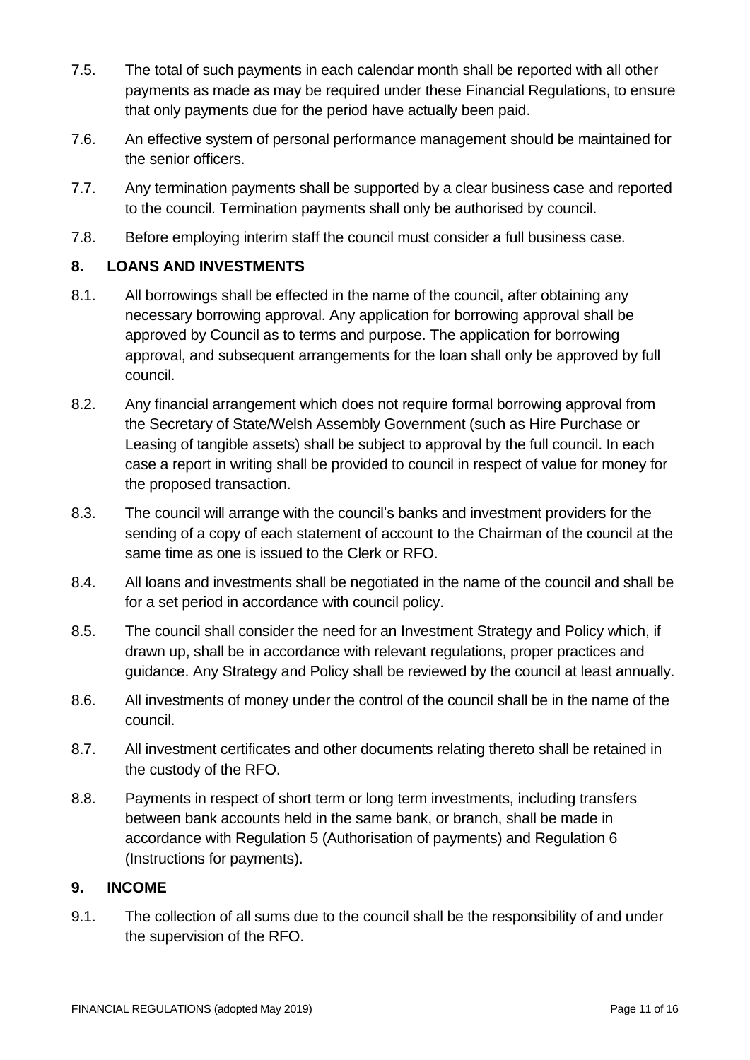7.5. The total of such payments in each calendar month shall be reported with all other payments as made as may be required under these Financial Regulations, to ensure that only payments due for the period have actually been paid.

7.6. An effective system of personal performance management should be maintained for the senior officers.

7.7. Any termination payments shall be supported by a clear business case and reported to the council. Termination payments shall only be authorised by council.

7.8. Before employing interim staff the council must consider a full business case.

## 8. LOANS AND INVESTMENTS

8.1. All borrowings shall be effected in the name of the council, after obtaining any necessary borrowing approval. Any application for borrowing approval shall be approved by Council as to terms and purpose. The application for borrowing approval, and subsequent arrangements for the loan shall only be approved by full council.

8.2. Any financial arrangement which does not require formal borrowing approval from the Secretary of State/Welsh Assembly Government (such as Hire Purchase or Leasing of tangible assets) shall be subject to approval by the full council. In each case a report in writing shall be provided to council in respect of value for money for the proposed transaction.

8.3. The council will arrange with the council's banks and investment providers for the sending of a copy of each statement of account to the Chairman of the council at the same time as one is issued to the Clerk or RFO.

8.4. All loans and investments shall be negotiated in the name of the council and shall be for a set period in accordance with council policy.

8.5. The council shall consider the need for an Investment Strategy and Policy which, if drawn up, shall be in accordance with relevant regulations, proper practices and guidance. Any Strategy and Policy shall be reviewed by the council at least annually.

8.6. All investments of money under the control of the council shall be in the name of the council.

8.7. All investment certificates and other documents relating thereto shall be retained in the custody of the RFO.

8.8. Payments in respect of short term or long term investments, including transfers between bank accounts held in the same bank, or branch, shall be made in accordance with Regulation 5 (Authorisation of payments) and Regulation 6 (Instructions for payments).

## 9. INCOME

9.1. The collection of all sums due to the council shall be the responsibility of and under the supervision of the RFO.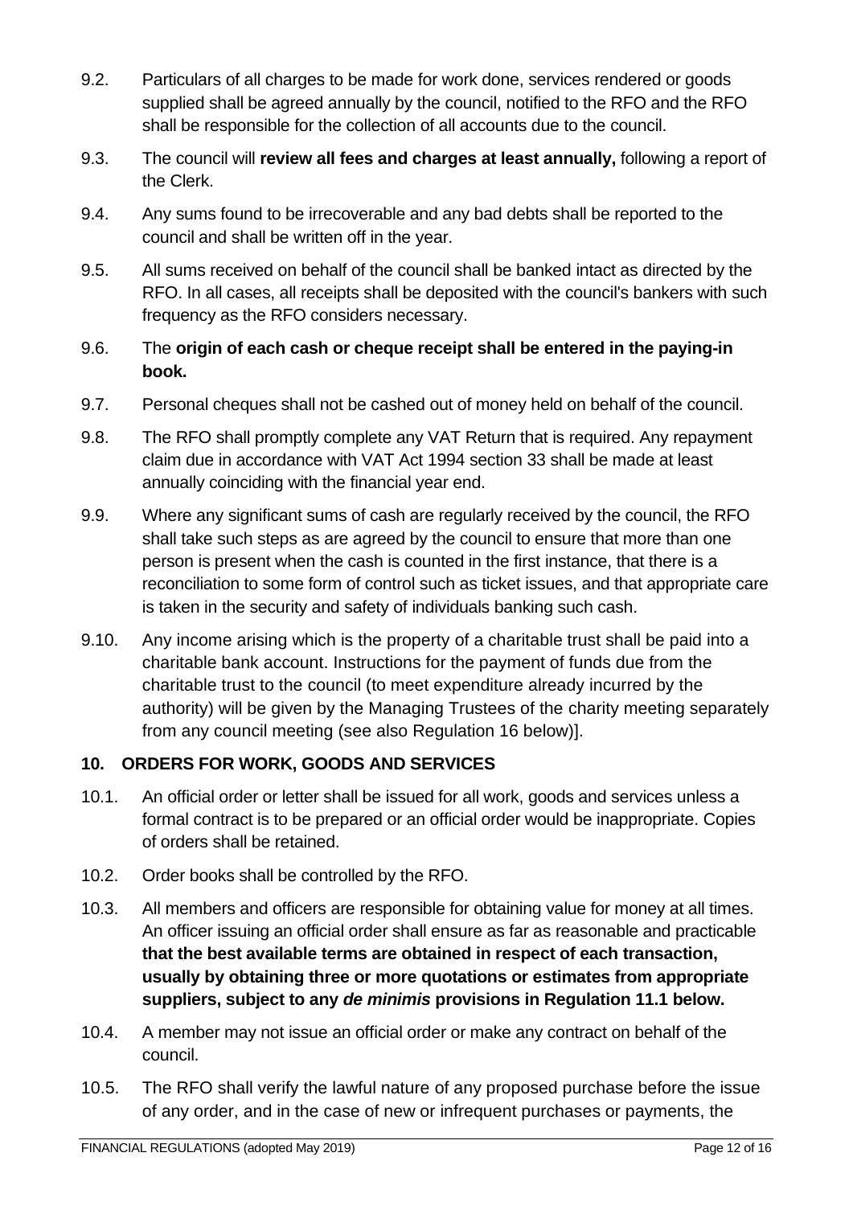9.2. Particulars of all charges to be made for work done, services rendered or goods supplied shall be agreed annually by the council, notified to the RFO and the RFO shall be responsible for the collection of all accounts due to the council.

9.3. The council will **review all fees and charges at least annually,** following a report of the Clerk.

9.4. Any sums found to be irrecoverable and any bad debts shall be reported to the council and shall be written off in the year.

9.5. All sums received on behalf of the council shall be banked intact as directed by the RFO. In all cases, all receipts shall be deposited with the council's bankers with such frequency as the RFO considers necessary.

9.6. The **origin of each cash or cheque receipt shall be entered in the paying-in book.**

9.7. Personal cheques shall not be cashed out of money held on behalf of the council.

9.8. The RFO shall promptly complete any VAT Return that is required. Any repayment claim due in accordance with VAT Act 1994 section 33 shall be made at least annually coinciding with the financial year end.

9.9. Where any significant sums of cash are regularly received by the council, the RFO shall take such steps as are agreed by the council to ensure that more than one person is present when the cash is counted in the first instance, that there is a reconciliation to some form of control such as ticket issues, and that appropriate care is taken in the security and safety of individuals banking such cash.

9.10. Any income arising which is the property of a charitable trust shall be paid into a charitable bank account. Instructions for the payment of funds due from the charitable trust to the council (to meet expenditure already incurred by the authority) will be given by the Managing Trustees of the charity meeting separately from any council meeting (see also Regulation 16 below)].

## 10. ORDERS FOR WORK, GOODS AND SERVICES

10.1. An official order or letter shall be issued for all work, goods and services unless a formal contract is to be prepared or an official order would be inappropriate. Copies of orders shall be retained.

10.2. Order books shall be controlled by the RFO.

10.3. All members and officers are responsible for obtaining value for money at all times. An officer issuing an official order shall ensure as far as reasonable and practicable **that the best available terms are obtained in respect of each transaction, usually by obtaining three or more quotations or estimates from appropriate suppliers, subject to any *de minimis* provisions in Regulation 11.1 below.**

10.4. A member may not issue an official order or make any contract on behalf of the council.

10.5. The RFO shall verify the lawful nature of any proposed purchase before the issue of any order, and in the case of new or infrequent purchases or payments, the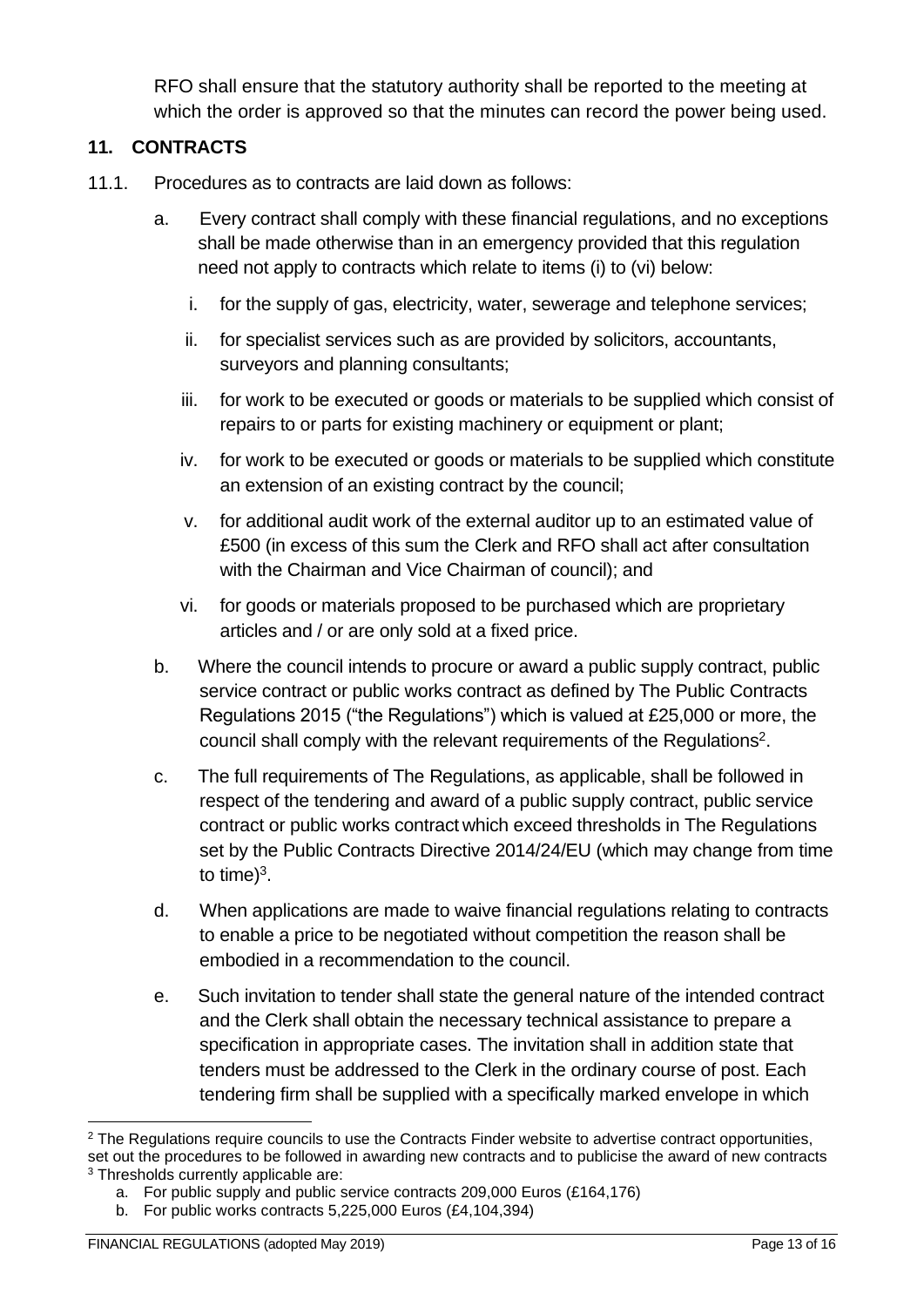RFO shall ensure that the statutory authority shall be reported to the meeting at which the order is approved so that the minutes can record the power being used.

## 11. CONTRACTS

11.1. Procedures as to contracts are laid down as follows:

a. Every contract shall comply with these financial regulations, and no exceptions shall be made otherwise than in an emergency provided that this regulation need not apply to contracts which relate to items (i) to (vi) below:

   i. for the supply of gas, electricity, water, sewerage and telephone services;

   ii. for specialist services such as are provided by solicitors, accountants, surveyors and planning consultants;

   iii. for work to be executed or goods or materials to be supplied which consist of repairs to or parts for existing machinery or equipment or plant;

   iv. for work to be executed or goods or materials to be supplied which constitute an extension of an existing contract by the council;

   v. for additional audit work of the external auditor up to an estimated value of £500 (in excess of this sum the Clerk and RFO shall act after consultation with the Chairman and Vice Chairman of council); and

   vi. for goods or materials proposed to be purchased which are proprietary articles and / or are only sold at a fixed price.

b. Where the council intends to procure or award a public supply contract, public service contract or public works contract as defined by The Public Contracts Regulations 2015 ("the Regulations") which is valued at £25,000 or more, the council shall comply with the relevant requirements of the Regulations[2].

c. The full requirements of The Regulations, as applicable, shall be followed in respect of the tendering and award of a public supply contract, public service contract or public works contract which exceed thresholds in The Regulations set by the Public Contracts Directive 2014/24/EU (which may change from time to time)[3].

d. When applications are made to waive financial regulations relating to contracts to enable a price to be negotiated without competition the reason shall be embodied in a recommendation to the council.

e. Such invitation to tender shall state the general nature of the intended contract and the Clerk shall obtain the necessary technical assistance to prepare a specification in appropriate cases. The invitation shall in addition state that tenders must be addressed to the Clerk in the ordinary course of post. Each tendering firm shall be supplied with a specifically marked envelope in which

---

[2] The Regulations require councils to use the Contracts Finder website to advertise contract opportunities, set out the procedures to be followed in awarding new contracts and to publicise the award of new contracts

[3] Thresholds currently applicable are:

a. For public supply and public service contracts 209,000 Euros (£164,176)

b. For public works contracts 5,225,000 Euros (£4,104,394)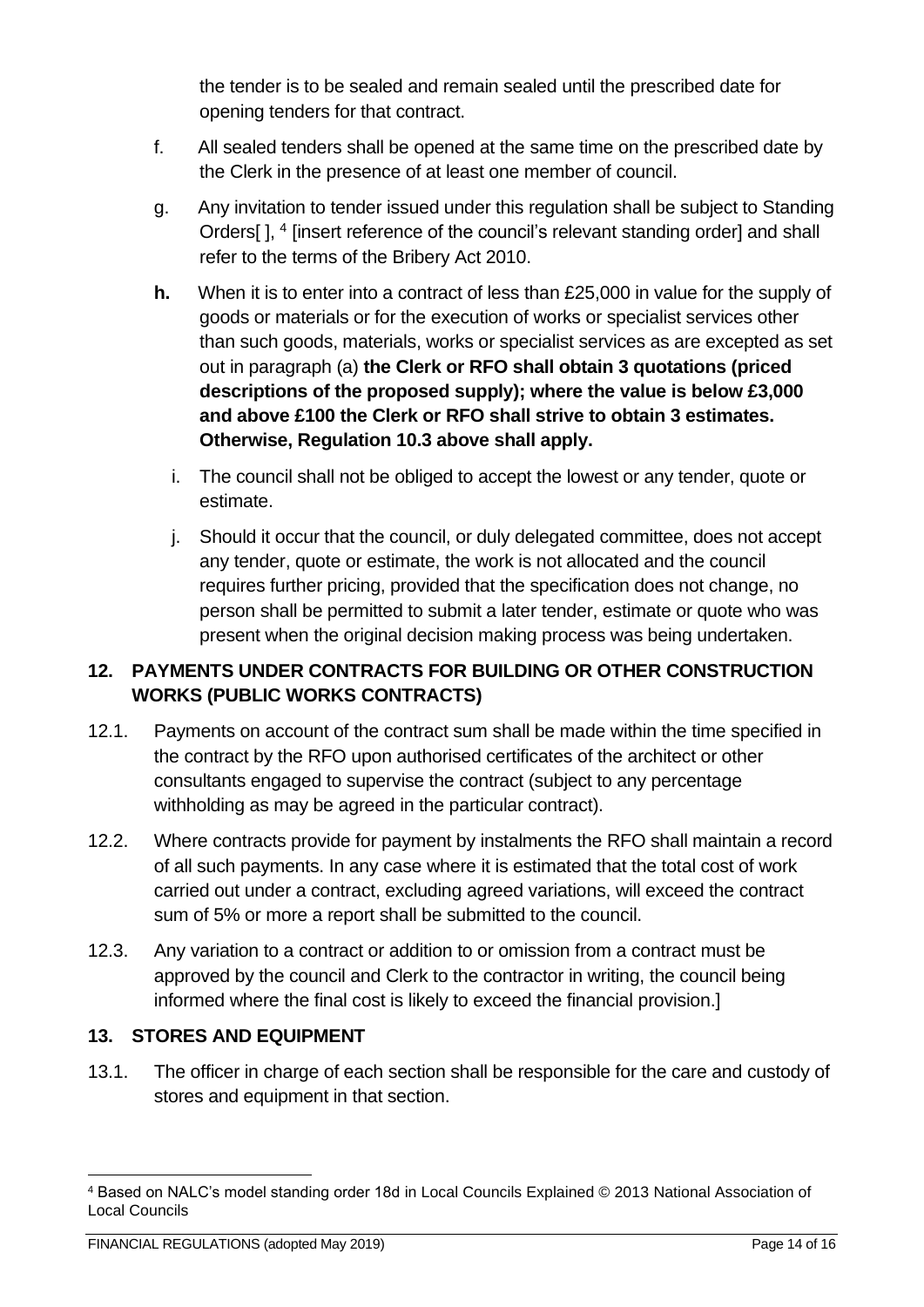the tender is to be sealed and remain sealed until the prescribed date for opening tenders for that contract.

f. All sealed tenders shall be opened at the same time on the prescribed date by the Clerk in the presence of at least one member of council.

g. Any invitation to tender issued under this regulation shall be subject to Standing Orders[ ], [4] [insert reference of the council's relevant standing order] and shall refer to the terms of the Bribery Act 2010.

**h.** When it is to enter into a contract of less than £25,000 in value for the supply of goods or materials or for the execution of works or specialist services other than such goods, materials, works or specialist services as are excepted as set out in paragraph (a) **the Clerk or RFO shall obtain 3 quotations (priced descriptions of the proposed supply); where the value is below £3,000 and above £100 the Clerk or RFO shall strive to obtain 3 estimates. Otherwise, Regulation 10.3 above shall apply.**

i. The council shall not be obliged to accept the lowest or any tender, quote or estimate.

j. Should it occur that the council, or duly delegated committee, does not accept any tender, quote or estimate, the work is not allocated and the council requires further pricing, provided that the specification does not change, no person shall be permitted to submit a later tender, estimate or quote who was present when the original decision making process was being undertaken.

## 12. PAYMENTS UNDER CONTRACTS FOR BUILDING OR OTHER CONSTRUCTION WORKS (PUBLIC WORKS CONTRACTS)

12.1. Payments on account of the contract sum shall be made within the time specified in the contract by the RFO upon authorised certificates of the architect or other consultants engaged to supervise the contract (subject to any percentage withholding as may be agreed in the particular contract).

12.2. Where contracts provide for payment by instalments the RFO shall maintain a record of all such payments. In any case where it is estimated that the total cost of work carried out under a contract, excluding agreed variations, will exceed the contract sum of 5% or more a report shall be submitted to the council.

12.3. Any variation to a contract or addition to or omission from a contract must be approved by the council and Clerk to the contractor in writing, the council being informed where the final cost is likely to exceed the financial provision.]

## 13. STORES AND EQUIPMENT

13.1. The officer in charge of each section shall be responsible for the care and custody of stores and equipment in that section.

---

[4] Based on NALC's model standing order 18d in Local Councils Explained © 2013 National Association of Local Councils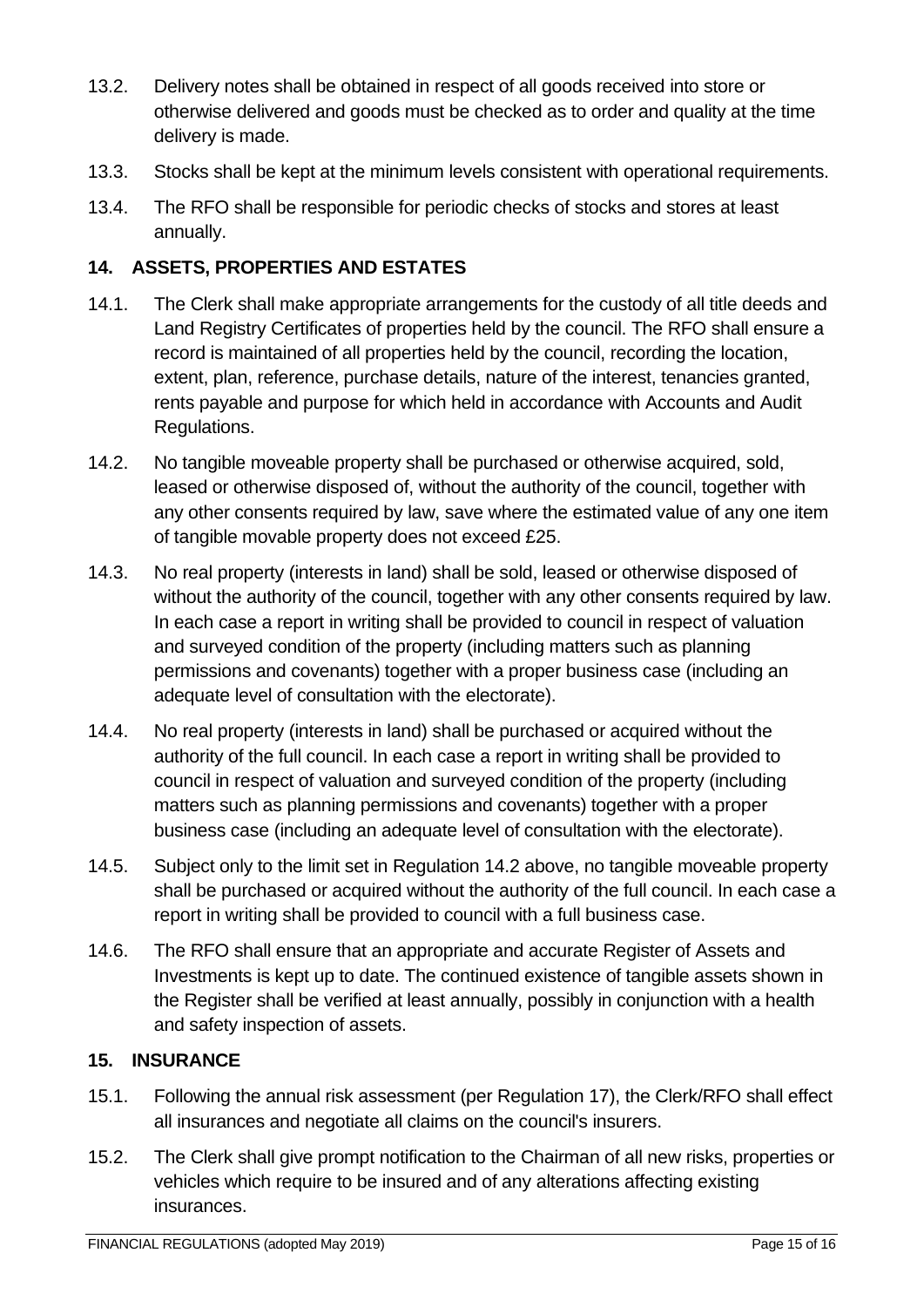13.2. Delivery notes shall be obtained in respect of all goods received into store or otherwise delivered and goods must be checked as to order and quality at the time delivery is made.

13.3. Stocks shall be kept at the minimum levels consistent with operational requirements.

13.4. The RFO shall be responsible for periodic checks of stocks and stores at least annually.

## 14. ASSETS, PROPERTIES AND ESTATES

14.1. The Clerk shall make appropriate arrangements for the custody of all title deeds and Land Registry Certificates of properties held by the council. The RFO shall ensure a record is maintained of all properties held by the council, recording the location, extent, plan, reference, purchase details, nature of the interest, tenancies granted, rents payable and purpose for which held in accordance with Accounts and Audit Regulations.

14.2. No tangible moveable property shall be purchased or otherwise acquired, sold, leased or otherwise disposed of, without the authority of the council, together with any other consents required by law, save where the estimated value of any one item of tangible movable property does not exceed £25.

14.3. No real property (interests in land) shall be sold, leased or otherwise disposed of without the authority of the council, together with any other consents required by law. In each case a report in writing shall be provided to council in respect of valuation and surveyed condition of the property (including matters such as planning permissions and covenants) together with a proper business case (including an adequate level of consultation with the electorate).

14.4. No real property (interests in land) shall be purchased or acquired without the authority of the full council. In each case a report in writing shall be provided to council in respect of valuation and surveyed condition of the property (including matters such as planning permissions and covenants) together with a proper business case (including an adequate level of consultation with the electorate).

14.5. Subject only to the limit set in Regulation 14.2 above, no tangible moveable property shall be purchased or acquired without the authority of the full council. In each case a report in writing shall be provided to council with a full business case.

14.6. The RFO shall ensure that an appropriate and accurate Register of Assets and Investments is kept up to date. The continued existence of tangible assets shown in the Register shall be verified at least annually, possibly in conjunction with a health and safety inspection of assets.

## 15. INSURANCE

15.1. Following the annual risk assessment (per Regulation 17), the Clerk/RFO shall effect all insurances and negotiate all claims on the council's insurers.

15.2. The Clerk shall give prompt notification to the Chairman of all new risks, properties or vehicles which require to be insured and of any alterations affecting existing insurances.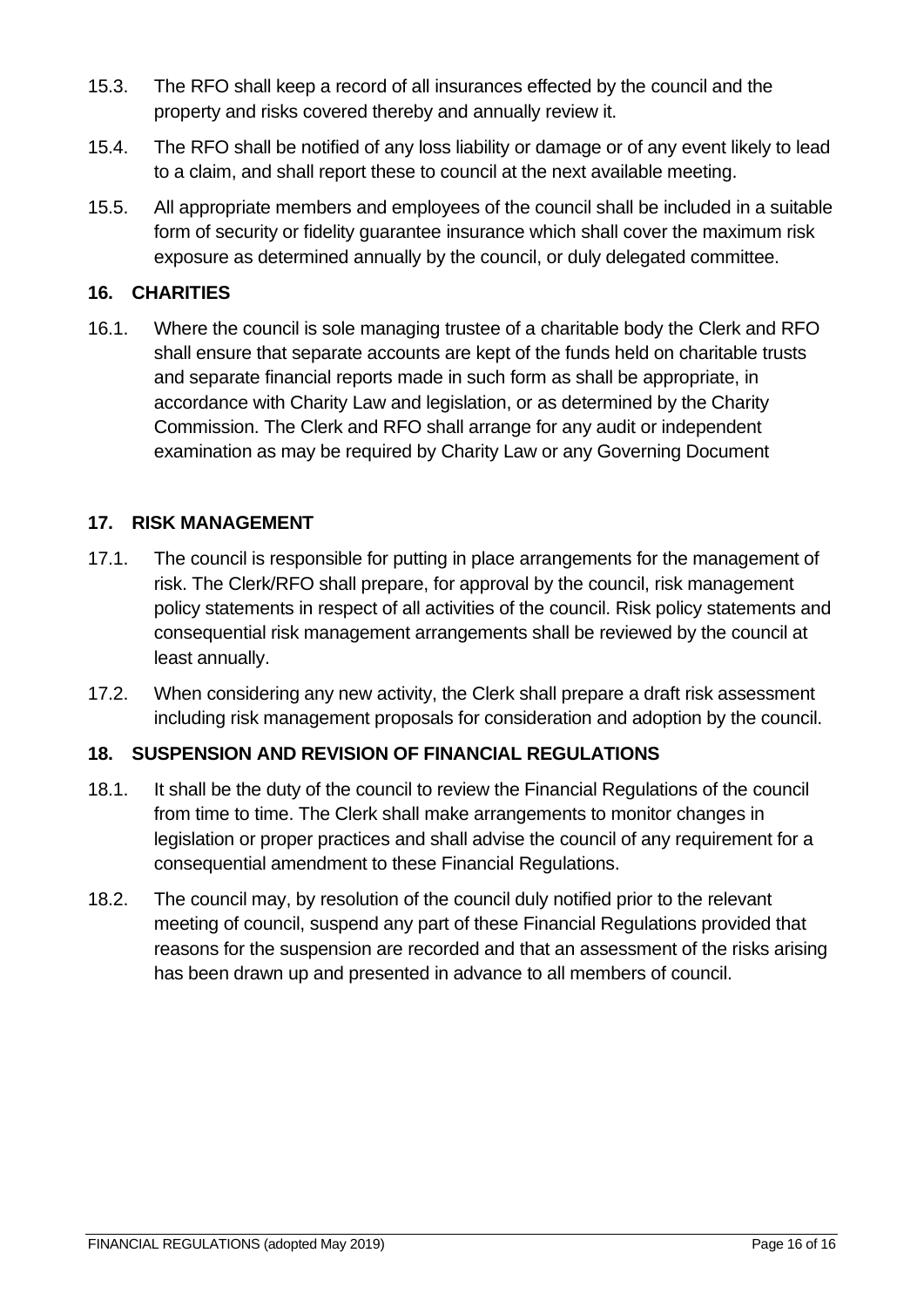15.3. The RFO shall keep a record of all insurances effected by the council and the property and risks covered thereby and annually review it.

15.4. The RFO shall be notified of any loss liability or damage or of any event likely to lead to a claim, and shall report these to council at the next available meeting.

15.5. All appropriate members and employees of the council shall be included in a suitable form of security or fidelity guarantee insurance which shall cover the maximum risk exposure as determined annually by the council, or duly delegated committee.

## 16. CHARITIES

16.1. Where the council is sole managing trustee of a charitable body the Clerk and RFO shall ensure that separate accounts are kept of the funds held on charitable trusts and separate financial reports made in such form as shall be appropriate, in accordance with Charity Law and legislation, or as determined by the Charity Commission. The Clerk and RFO shall arrange for any audit or independent examination as may be required by Charity Law or any Governing Document

## 17. RISK MANAGEMENT

17.1. The council is responsible for putting in place arrangements for the management of risk. The Clerk/RFO shall prepare, for approval by the council, risk management policy statements in respect of all activities of the council. Risk policy statements and consequential risk management arrangements shall be reviewed by the council at least annually.

17.2. When considering any new activity, the Clerk shall prepare a draft risk assessment including risk management proposals for consideration and adoption by the council.

## 18. SUSPENSION AND REVISION OF FINANCIAL REGULATIONS

18.1. It shall be the duty of the council to review the Financial Regulations of the council from time to time. The Clerk shall make arrangements to monitor changes in legislation or proper practices and shall advise the council of any requirement for a consequential amendment to these Financial Regulations.

18.2. The council may, by resolution of the council duly notified prior to the relevant meeting of council, suspend any part of these Financial Regulations provided that reasons for the suspension are recorded and that an assessment of the risks arising has been drawn up and presented in advance to all members of council.